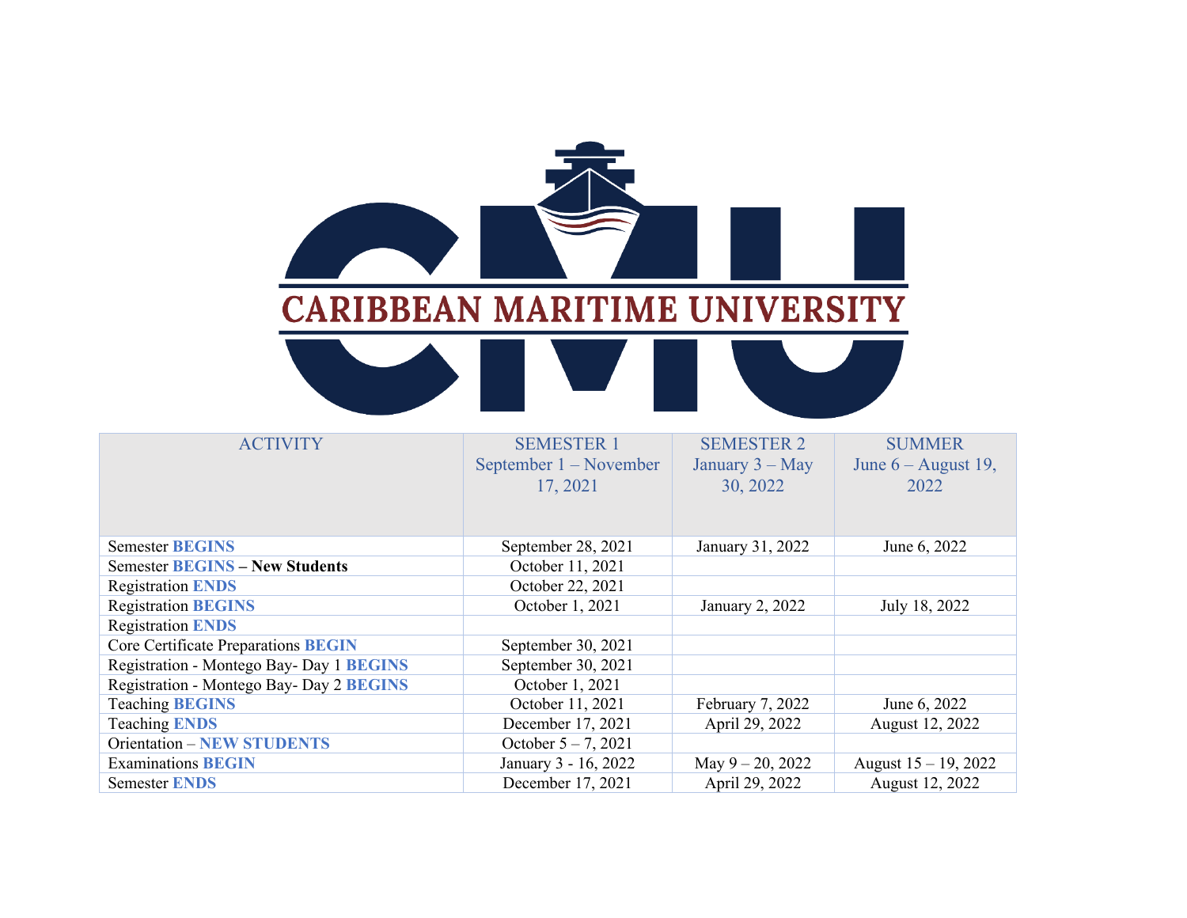# CARIBBEAN MARITIME UNIVERSITY

| ACTIVITY | SEMESTER 1 September 1 – November 17, 2021 | SEMESTER 2 January 3 – May 30, 2022 | SUMMER June 6 – August 19, 2022 |
|---|---|---|---|
| Semester **BEGINS** | September 28, 2021 | January 31, 2022 | June 6, 2022 |
| Semester **BEGINS – New Students** | October 11, 2021 | | |
| Registration **ENDS** | October 22, 2021 | | |
| Registration **BEGINS** | October 1, 2021 | January 2, 2022 | July 18, 2022 |
| Registration **ENDS** | | | |
| Core Certificate Preparations **BEGIN** | September 30, 2021 | | |
| Registration - Montego Bay- Day 1 **BEGINS** | September 30, 2021 | | |
| Registration - Montego Bay- Day 2 **BEGINS** | October 1, 2021 | | |
| Teaching **BEGINS** | October 11, 2021 | February 7, 2022 | June 6, 2022 |
| Teaching **ENDS** | December 17, 2021 | April 29, 2022 | August 12, 2022 |
| Orientation – **NEW STUDENTS** | October 5 – 7, 2021 | | |
| Examinations **BEGIN** | January 3 - 16, 2022 | May 9 – 20, 2022 | August 15 – 19, 2022 |
| Semester **ENDS** | December 17, 2021 | April 29, 2022 | August 12, 2022 |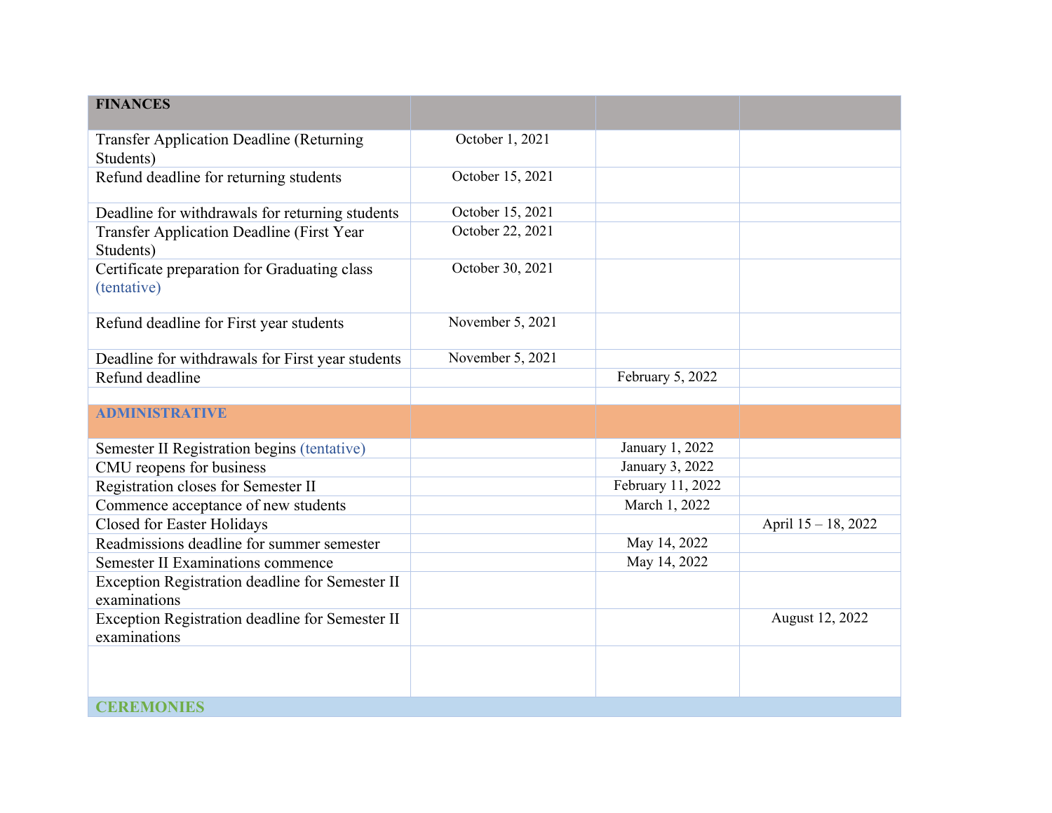| FINANCES | | | |
|---|---|---|---|
| Transfer Application Deadline (Returning Students) | October 1, 2021 | | |
| Refund deadline for returning students | October 15, 2021 | | |
| Deadline for withdrawals for returning students | October 15, 2021 | | |
| Transfer Application Deadline (First Year Students) | October 22, 2021 | | |
| Certificate preparation for Graduating class (tentative) | October 30, 2021 | | |
| Refund deadline for First year students | November 5, 2021 | | |
| Deadline for withdrawals for First year students | November 5, 2021 | | |
| Refund deadline | | February 5, 2022 | |
| | | | |
| **ADMINISTRATIVE** | | | |
| Semester II Registration begins (tentative) | | January 1, 2022 | |
| CMU reopens for business | | January 3, 2022 | |
| Registration closes for Semester II | | February 11, 2022 | |
| Commence acceptance of new students | | March 1, 2022 | |
| Closed for Easter Holidays | | | April 15 – 18, 2022 |
| Readmissions deadline for summer semester | | May 14, 2022 | |
| Semester II Examinations commence | | May 14, 2022 | |
| Exception Registration deadline for Semester II examinations | | | |
| Exception Registration deadline for Semester II examinations | | | August 12, 2022 |
| | | | |
| **CEREMONIES** | | | |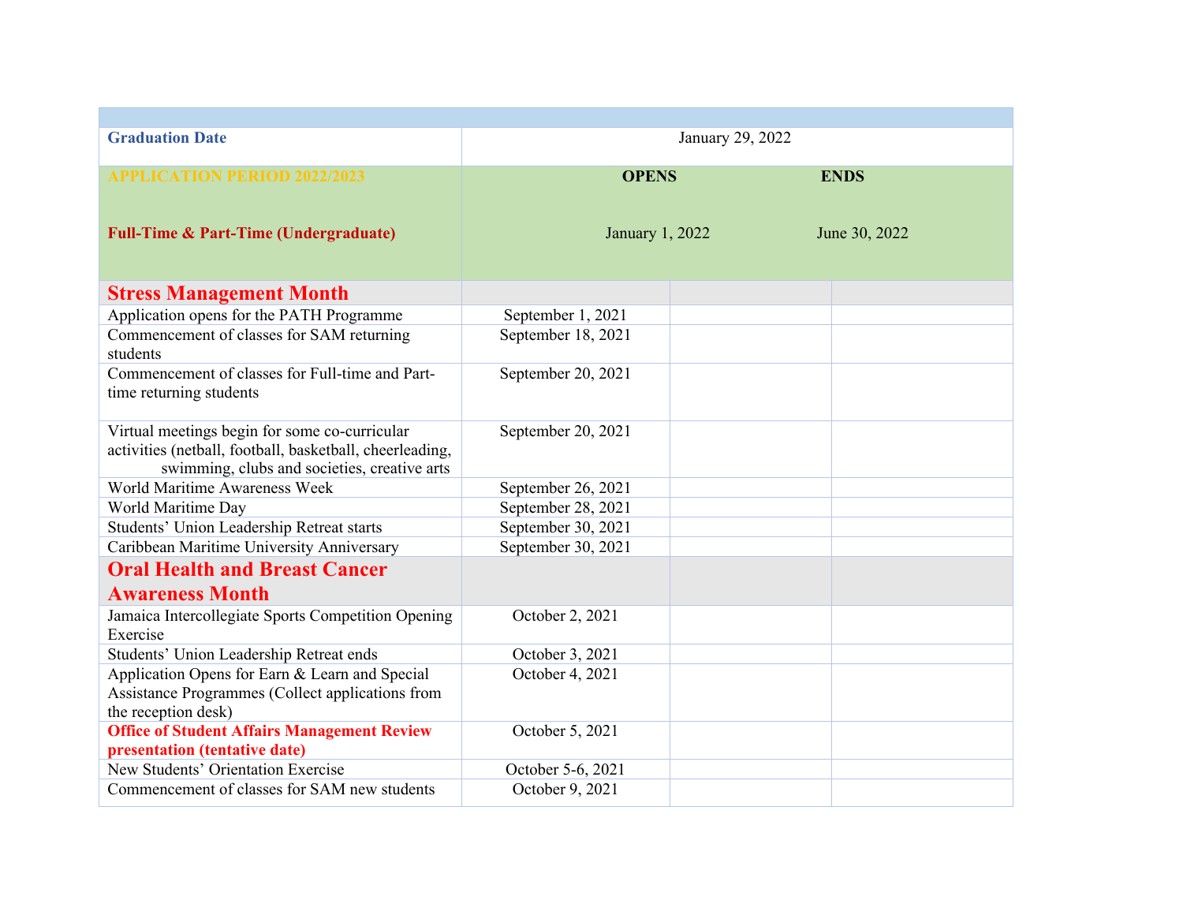| | | | |
|---|---|---|---|
| **Graduation Date** | January 29, 2022 | | |
| **APPLICATION PERIOD 2022/2023** | **OPENS** | **ENDS** | |
| **Full-Time & Part-Time (Undergraduate)** | January 1, 2022 | June 30, 2022 | |
| **Stress Management Month** | | | |
| Application opens for the PATH Programme | September 1, 2021 | | |
| Commencement of classes for SAM returning students | September 18, 2021 | | |
| Commencement of classes for Full-time and Part-time returning students | September 20, 2021 | | |
| Virtual meetings begin for some co-curricular activities (netball, football, basketball, cheerleading, swimming, clubs and societies, creative arts | September 20, 2021 | | |
| World Maritime Awareness Week | September 26, 2021 | | |
| World Maritime Day | September 28, 2021 | | |
| Students' Union Leadership Retreat starts | September 30, 2021 | | |
| Caribbean Maritime University Anniversary | September 30, 2021 | | |
| **Oral Health and Breast Cancer Awareness Month** | | | |
| Jamaica Intercollegiate Sports Competition Opening Exercise | October 2, 2021 | | |
| Students' Union Leadership Retreat ends | October 3, 2021 | | |
| Application Opens for Earn & Learn and Special Assistance Programmes (Collect applications from the reception desk) | October 4, 2021 | | |
| **Office of Student Affairs Management Review presentation (tentative date)** | October 5, 2021 | | |
| New Students' Orientation Exercise | October 5-6, 2021 | | |
| Commencement of classes for SAM new students | October 9, 2021 | | |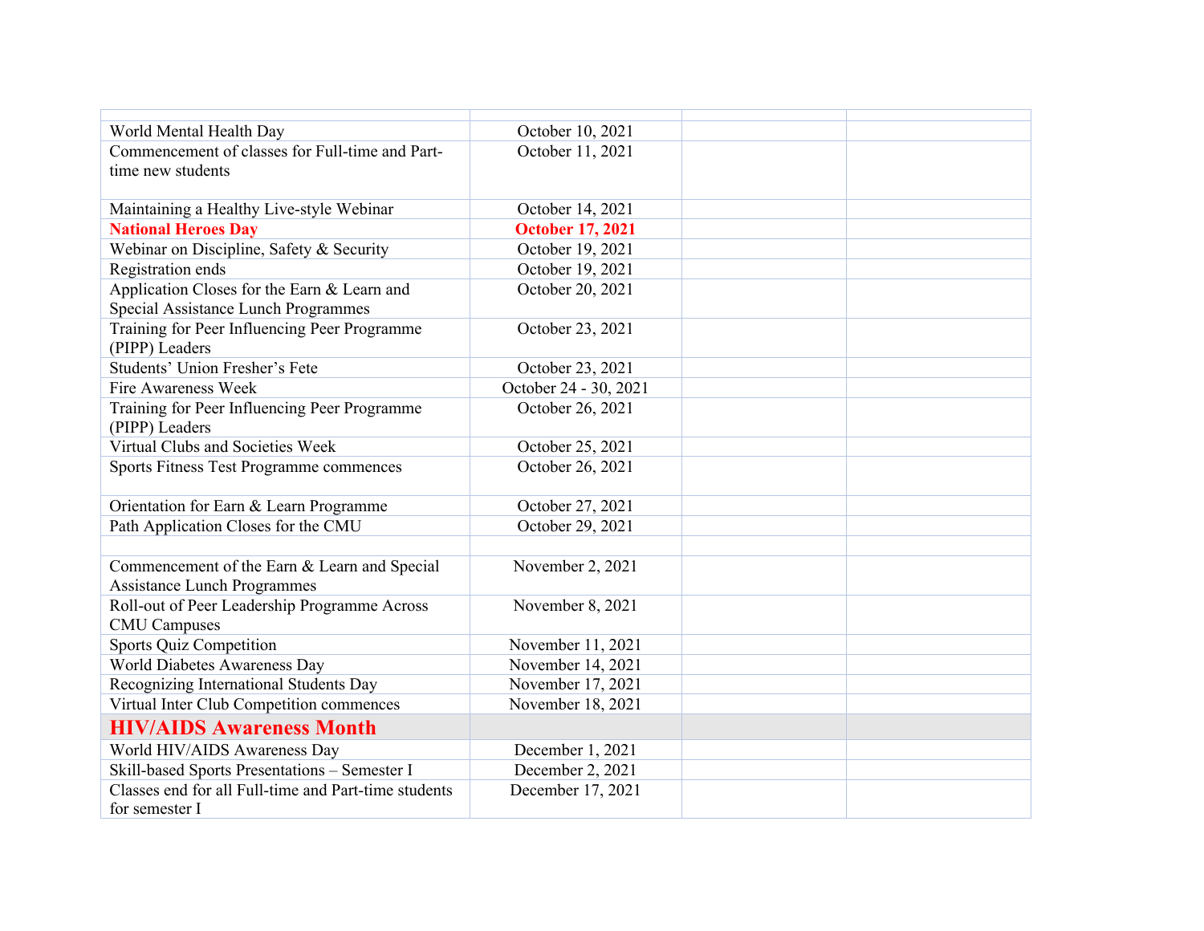| | | | |
|---|---|---|---|
| World Mental Health Day | October 10, 2021 | | |
| Commencement of classes for Full-time and Part-time new students | October 11, 2021 | | |
| Maintaining a Healthy Live-style Webinar | October 14, 2021 | | |
| **National Heroes Day** | **October 17, 2021** | | |
| Webinar on Discipline, Safety & Security | October 19, 2021 | | |
| Registration ends | October 19, 2021 | | |
| Application Closes for the Earn & Learn and Special Assistance Lunch Programmes | October 20, 2021 | | |
| Training for Peer Influencing Peer Programme (PIPP) Leaders | October 23, 2021 | | |
| Students' Union Fresher's Fete | October 23, 2021 | | |
| Fire Awareness Week | October 24 - 30, 2021 | | |
| Training for Peer Influencing Peer Programme (PIPP) Leaders | October 26, 2021 | | |
| Virtual Clubs and Societies Week | October 25, 2021 | | |
| Sports Fitness Test Programme commences | October 26, 2021 | | |
| Orientation for Earn & Learn Programme | October 27, 2021 | | |
| Path Application Closes for the CMU | October 29, 2021 | | |
| | | | |
| Commencement of the Earn & Learn and Special Assistance Lunch Programmes | November 2, 2021 | | |
| Roll-out of Peer Leadership Programme Across CMU Campuses | November 8, 2021 | | |
| Sports Quiz Competition | November 11, 2021 | | |
| World Diabetes Awareness Day | November 14, 2021 | | |
| Recognizing International Students Day | November 17, 2021 | | |
| Virtual Inter Club Competition commences | November 18, 2021 | | |
| **HIV/AIDS Awareness Month** | | | |
| World HIV/AIDS Awareness Day | December 1, 2021 | | |
| Skill-based Sports Presentations – Semester I | December 2, 2021 | | |
| Classes end for all Full-time and Part-time students for semester I | December 17, 2021 | | |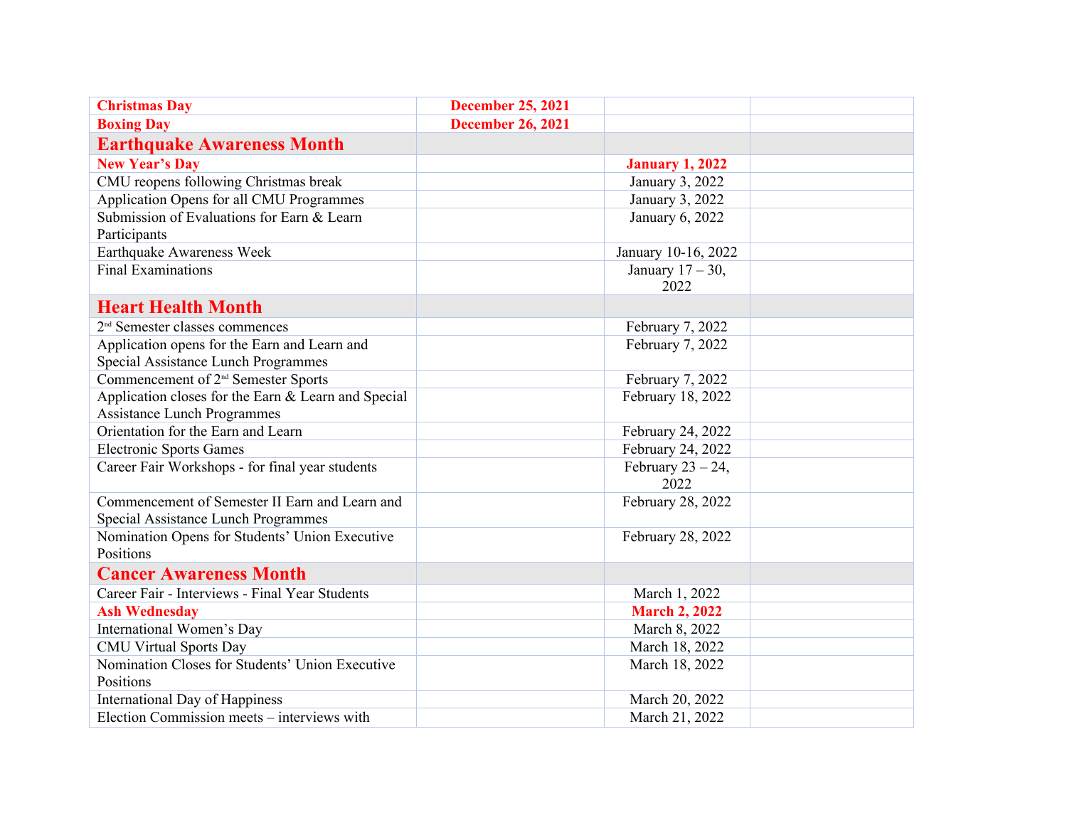| | | | |
|---|---|---|---|
| **Christmas Day** | **December 25, 2021** | | |
| **Boxing Day** | **December 26, 2021** | | |
| **Earthquake Awareness Month** | | | |
| **New Year's Day** | | **January 1, 2022** | |
| CMU reopens following Christmas break | | January 3, 2022 | |
| Application Opens for all CMU Programmes | | January 3, 2022 | |
| Submission of Evaluations for Earn & Learn Participants | | January 6, 2022 | |
| Earthquake Awareness Week | | January 10-16, 2022 | |
| Final Examinations | | January 17 – 30, 2022 | |
| **Heart Health Month** | | | |
| 2nd Semester classes commences | | February 7, 2022 | |
| Application opens for the Earn and Learn and Special Assistance Lunch Programmes | | February 7, 2022 | |
| Commencement of 2nd Semester Sports | | February 7, 2022 | |
| Application closes for the Earn & Learn and Special Assistance Lunch Programmes | | February 18, 2022 | |
| Orientation for the Earn and Learn | | February 24, 2022 | |
| Electronic Sports Games | | February 24, 2022 | |
| Career Fair Workshops - for final year students | | February 23 – 24, 2022 | |
| Commencement of Semester II Earn and Learn and Special Assistance Lunch Programmes | | February 28, 2022 | |
| Nomination Opens for Students' Union Executive Positions | | February 28, 2022 | |
| **Cancer Awareness Month** | | | |
| Career Fair - Interviews - Final Year Students | | March 1, 2022 | |
| **Ash Wednesday** | | **March 2, 2022** | |
| International Women's Day | | March 8, 2022 | |
| CMU Virtual Sports Day | | March 18, 2022 | |
| Nomination Closes for Students' Union Executive Positions | | March 18, 2022 | |
| International Day of Happiness | | March 20, 2022 | |
| Election Commission meets – interviews with | | March 21, 2022 | |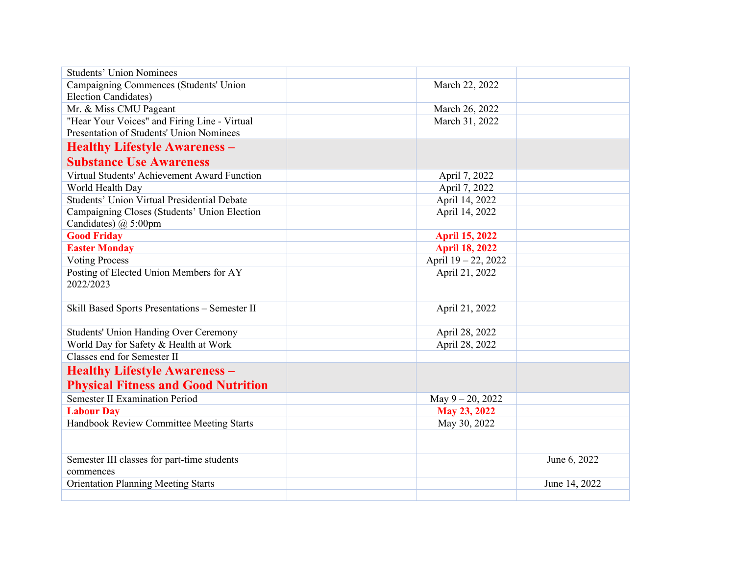| | | | |
|---|---|---|---|
| Students' Union Nominees | | | |
| Campaigning Commences (Students' Union Election Candidates) | | March 22, 2022 | |
| Mr. & Miss CMU Pageant | | March 26, 2022 | |
| "Hear Your Voices" and Firing Line - Virtual Presentation of Students' Union Nominees | | March 31, 2022 | |
| **Healthy Lifestyle Awareness – Substance Use Awareness** | | | |
| Virtual Students' Achievement Award Function | | April 7, 2022 | |
| World Health Day | | April 7, 2022 | |
| Students' Union Virtual Presidential Debate | | April 14, 2022 | |
| Campaigning Closes (Students' Union Election Candidates) @ 5:00pm | | April 14, 2022 | |
| **Good Friday** | | **April 15, 2022** | |
| **Easter Monday** | | **April 18, 2022** | |
| Voting Process | | April 19 – 22, 2022 | |
| Posting of Elected Union Members for AY 2022/2023 | | April 21, 2022 | |
| Skill Based Sports Presentations – Semester II | | April 21, 2022 | |
| Students' Union Handing Over Ceremony | | April 28, 2022 | |
| World Day for Safety & Health at Work | | April 28, 2022 | |
| Classes end for Semester II | | | |
| **Healthy Lifestyle Awareness – Physical Fitness and Good Nutrition** | | | |
| Semester II Examination Period | | May 9 – 20, 2022 | |
| **Labour Day** | | **May 23, 2022** | |
| Handbook Review Committee Meeting Starts | | May 30, 2022 | |
| | | | |
| Semester III classes for part-time students commences | | | June 6, 2022 |
| Orientation Planning Meeting Starts | | | June 14, 2022 |
| | | | |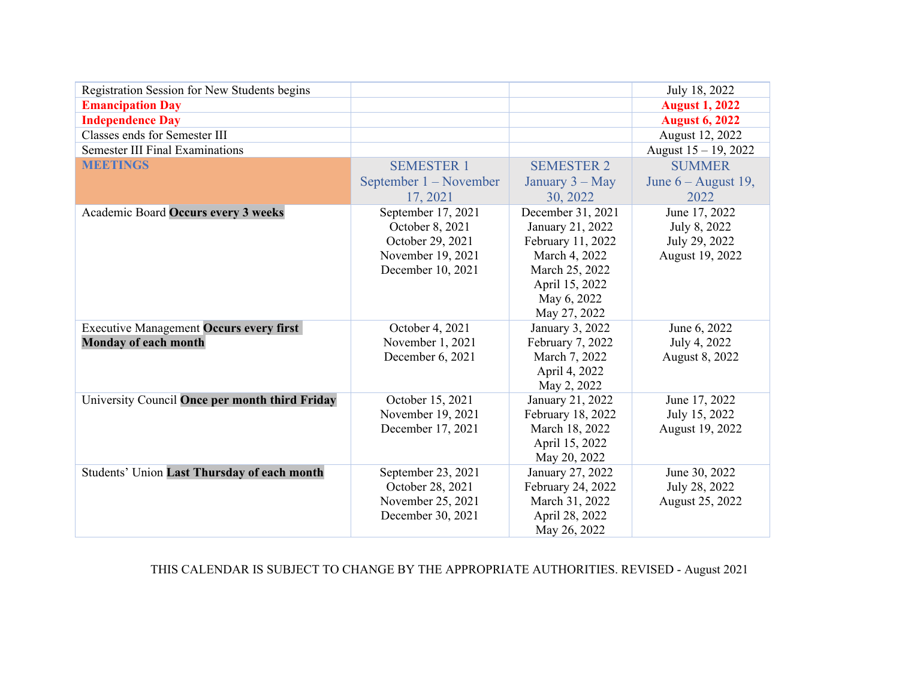| | | | |
|---|---|---|---|
| Registration Session for New Students begins | | | July 18, 2022 |
| **Emancipation Day** | | | **August 1, 2022** |
| **Independence Day** | | | **August 6, 2022** |
| Classes ends for Semester III | | | August 12, 2022 |
| Semester III Final Examinations | | | August 15 – 19, 2022 |
| **MEETINGS** | SEMESTER 1 September 1 – November 17, 2021 | SEMESTER 2 January 3 – May 30, 2022 | SUMMER June 6 – August 19, 2022 |
| Academic Board **Occurs every 3 weeks** | September 17, 2021<br>October 8, 2021<br>October 29, 2021<br>November 19, 2021<br>December 10, 2021 | December 31, 2021<br>January 21, 2022<br>February 11, 2022<br>March 4, 2022<br>March 25, 2022<br>April 15, 2022<br>May 6, 2022<br>May 27, 2022 | June 17, 2022<br>July 8, 2022<br>July 29, 2022<br>August 19, 2022 |
| Executive Management **Occurs every first Monday of each month** | October 4, 2021<br>November 1, 2021<br>December 6, 2021 | January 3, 2022<br>February 7, 2022<br>March 7, 2022<br>April 4, 2022<br>May 2, 2022 | June 6, 2022<br>July 4, 2022<br>August 8, 2022 |
| University Council **Once per month third Friday** | October 15, 2021<br>November 19, 2021<br>December 17, 2021 | January 21, 2022<br>February 18, 2022<br>March 18, 2022<br>April 15, 2022<br>May 20, 2022 | June 17, 2022<br>July 15, 2022<br>August 19, 2022 |
| Students' Union **Last Thursday of each month** | September 23, 2021<br>October 28, 2021<br>November 25, 2021<br>December 30, 2021 | January 27, 2022<br>February 24, 2022<br>March 31, 2022<br>April 28, 2022<br>May 26, 2022 | June 30, 2022<br>July 28, 2022<br>August 25, 2022 |

THIS CALENDAR IS SUBJECT TO CHANGE BY THE APPROPRIATE AUTHORITIES. REVISED - August 2021